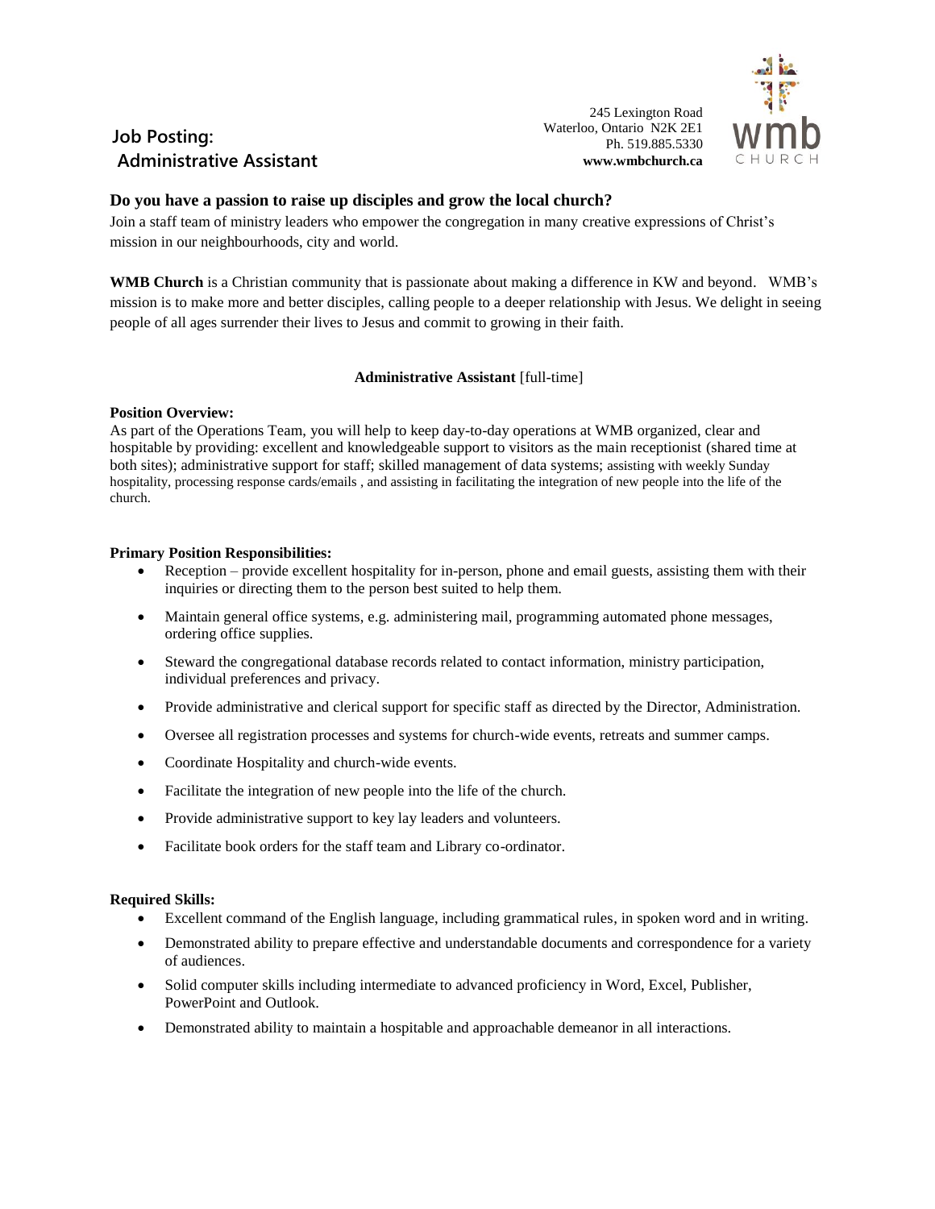# Job Posting: Administrative Assistant

245 Lexington Road
Waterloo, Ontario N2K 2E1
Ph. 519.885.5330
**www.wmbchurch.ca**

wmb CHURCH

## Do you have a passion to raise up disciples and grow the local church?

Join a staff team of ministry leaders who empower the congregation in many creative expressions of Christ's mission in our neighbourhoods, city and world.

**WMB Church** is a Christian community that is passionate about making a difference in KW and beyond. WMB's mission is to make more and better disciples, calling people to a deeper relationship with Jesus. We delight in seeing people of all ages surrender their lives to Jesus and commit to growing in their faith.

**Administrative Assistant** [full-time]

**Position Overview:**
As part of the Operations Team, you will help to keep day-to-day operations at WMB organized, clear and hospitable by providing: excellent and knowledgeable support to visitors as the main receptionist (shared time at both sites); administrative support for staff; skilled management of data systems; assisting with weekly Sunday hospitality, processing response cards/emails , and assisting in facilitating the integration of new people into the life of the church.

**Primary Position Responsibilities:**

- Reception – provide excellent hospitality for in-person, phone and email guests, assisting them with their inquiries or directing them to the person best suited to help them.
- Maintain general office systems, e.g. administering mail, programming automated phone messages, ordering office supplies.
- Steward the congregational database records related to contact information, ministry participation, individual preferences and privacy.
- Provide administrative and clerical support for specific staff as directed by the Director, Administration.
- Oversee all registration processes and systems for church-wide events, retreats and summer camps.
- Coordinate Hospitality and church-wide events.
- Facilitate the integration of new people into the life of the church.
- Provide administrative support to key lay leaders and volunteers.
- Facilitate book orders for the staff team and Library co-ordinator.

**Required Skills:**

- Excellent command of the English language, including grammatical rules, in spoken word and in writing.
- Demonstrated ability to prepare effective and understandable documents and correspondence for a variety of audiences.
- Solid computer skills including intermediate to advanced proficiency in Word, Excel, Publisher, PowerPoint and Outlook.
- Demonstrated ability to maintain a hospitable and approachable demeanor in all interactions.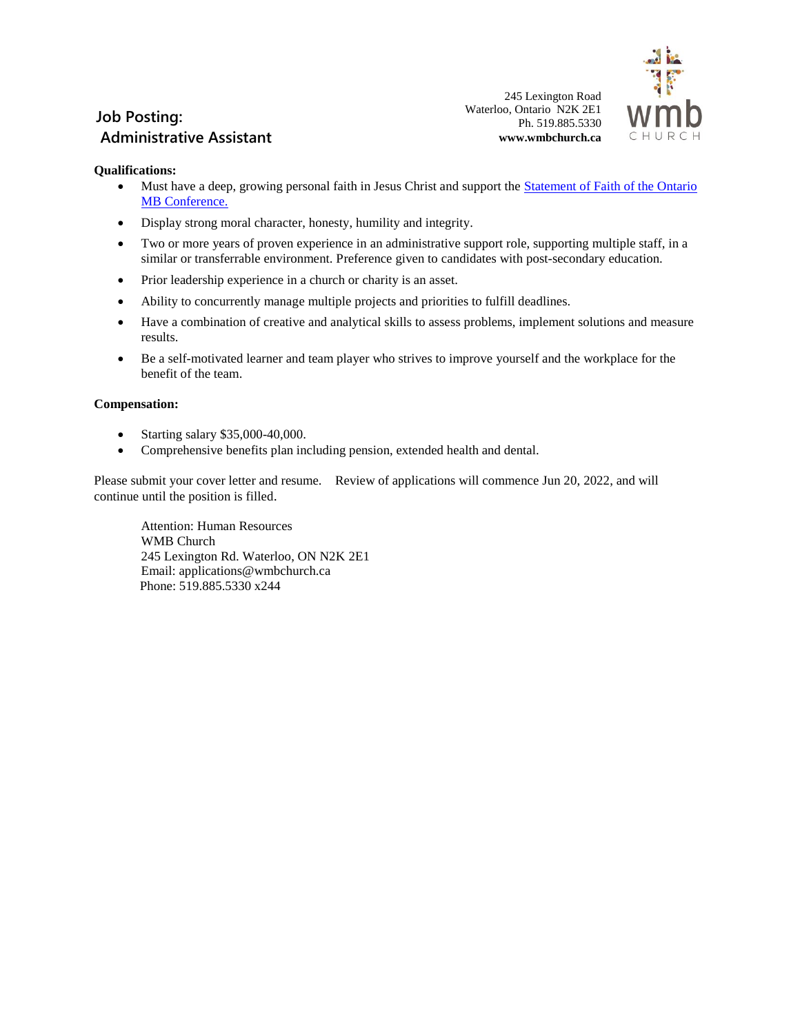## Job Posting: Administrative Assistant

245 Lexington Road
Waterloo, Ontario N2K 2E1
Ph. 519.885.5330
**www.wmbchurch.ca**

**Qualifications:**

- Must have a deep, growing personal faith in Jesus Christ and support the [Statement of Faith of the Ontario MB Conference.]
- Display strong moral character, honesty, humility and integrity.
- Two or more years of proven experience in an administrative support role, supporting multiple staff, in a similar or transferrable environment. Preference given to candidates with post-secondary education.
- Prior leadership experience in a church or charity is an asset.
- Ability to concurrently manage multiple projects and priorities to fulfill deadlines.
- Have a combination of creative and analytical skills to assess problems, implement solutions and measure results.
- Be a self-motivated learner and team player who strives to improve yourself and the workplace for the benefit of the team.

**Compensation:**

- Starting salary $35,000-40,000.
- Comprehensive benefits plan including pension, extended health and dental.

Please submit your cover letter and resume. Review of applications will commence Jun 20, 2022, and will continue until the position is filled.

Attention: Human Resources
WMB Church
245 Lexington Rd. Waterloo, ON N2K 2E1
Email: applications@wmbchurch.ca
Phone: 519.885.5330 x244